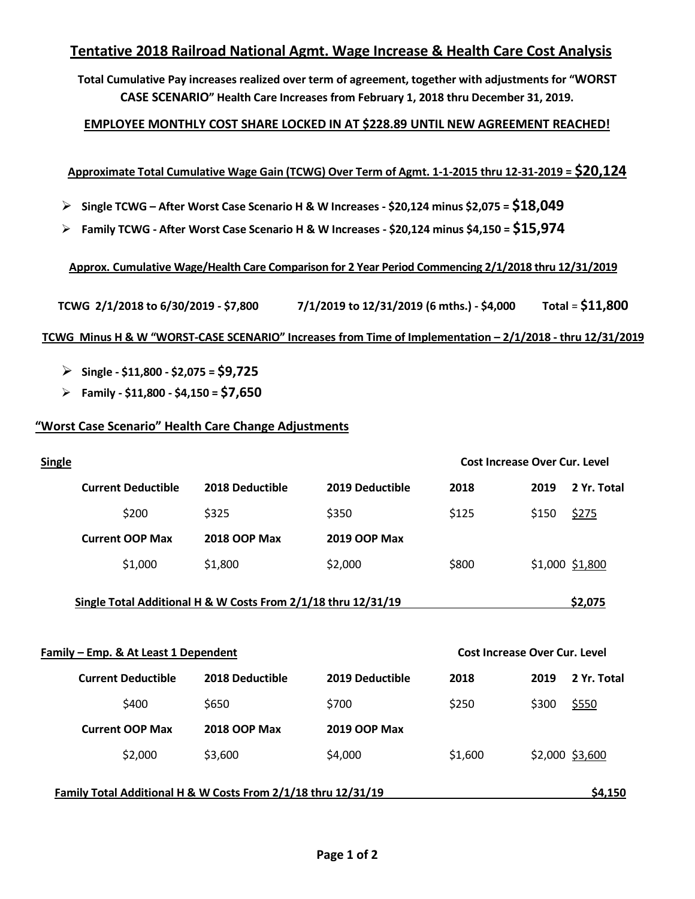# Tentative 2018 Railroad National Agmt. Wage Increase & Health Care Cost Analysis

**Total Cumulative Pay increases realized over term of agreement, together with adjustments for "WORST CASE SCENARIO" Health Care Increases from February 1, 2018 thru December 31, 2019.**

**EMPLOYEE MONTHLY COST SHARE LOCKED IN AT $228.89 UNTIL NEW AGREEMENT REACHED!**

**Approximate Total Cumulative Wage Gain (TCWG) Over Term of Agmt. 1-1-2015 thru 12-31-2019 = $20,124**

- **Single TCWG – After Worst Case Scenario H & W Increases - $20,124 minus $2,075 = $18,049**
- **Family TCWG - After Worst Case Scenario H & W Increases - $20,124 minus $4,150 = $15,974**

**Approx. Cumulative Wage/Health Care Comparison for 2 Year Period Commencing 2/1/2018 thru 12/31/2019**

**TCWG 2/1/2018 to 6/30/2019 - $7,800 7/1/2019 to 12/31/2019 (6 mths.) - $4,000 Total = $11,800**

**TCWG Minus H & W "WORST-CASE SCENARIO" Increases from Time of Implementation – 2/1/2018 - thru 12/31/2019**

- **Single - $11,800 - $2,075 = $9,725**
- **Family - $11,800 - $4,150 = $7,650**

## "Worst Case Scenario" Health Care Change Adjustments

**Single**

| | | | Cost Increase Over Cur. Level | | |
|---|---|---|---|---|---|
| **Current Deductible** | **2018 Deductible** | **2019 Deductible** | **2018** | **2019** | **2 Yr. Total** |
| $200 | $325 | $350 | $125 | $150 | $275 |
| **Current OOP Max** | **2018 OOP Max** | **2019 OOP Max** | | | |
| $1,000 | $1,800 | $2,000 | $800 | $1,000 | $1,800 |

**Single Total Additional H & W Costs From 2/1/18 thru 12/31/19 $2,075**

**Family – Emp. & At Least 1 Dependent**

| | | | Cost Increase Over Cur. Level | | |
|---|---|---|---|---|---|
| **Current Deductible** | **2018 Deductible** | **2019 Deductible** | **2018** | **2019** | **2 Yr. Total** |
| $400 | $650 | $700 | $250 | $300 | $550 |
| **Current OOP Max** | **2018 OOP Max** | **2019 OOP Max** | | | |
| $2,000 | $3,600 | $4,000 | $1,600 | $2,000 | $3,600 |

**Family Total Additional H & W Costs From 2/1/18 thru 12/31/19 $4,150**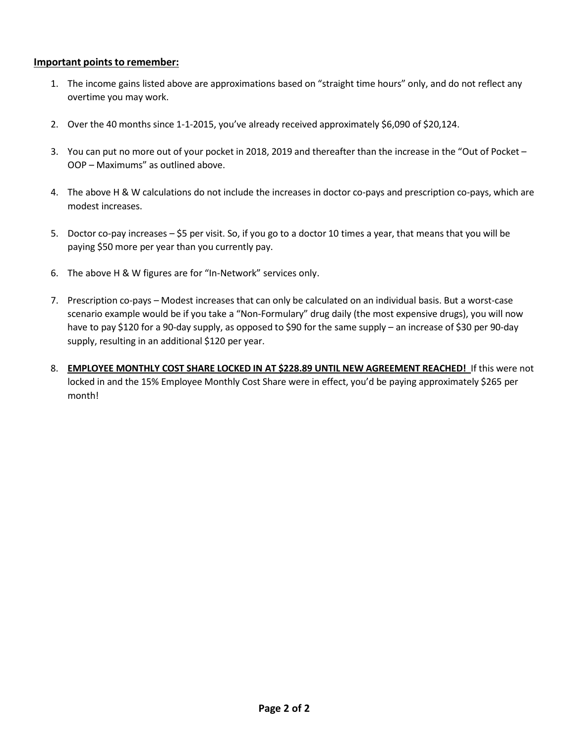**Important points to remember:**

1. The income gains listed above are approximations based on "straight time hours" only, and do not reflect any overtime you may work.

2. Over the 40 months since 1-1-2015, you've already received approximately $6,090 of $20,124.

3. You can put no more out of your pocket in 2018, 2019 and thereafter than the increase in the "Out of Pocket – OOP – Maximums" as outlined above.

4. The above H & W calculations do not include the increases in doctor co-pays and prescription co-pays, which are modest increases.

5. Doctor co-pay increases – $5 per visit. So, if you go to a doctor 10 times a year, that means that you will be paying $50 more per year than you currently pay.

6. The above H & W figures are for "In-Network" services only.

7. Prescription co-pays – Modest increases that can only be calculated on an individual basis. But a worst-case scenario example would be if you take a "Non-Formulary" drug daily (the most expensive drugs), you will now have to pay $120 for a 90-day supply, as opposed to $90 for the same supply – an increase of $30 per 90-day supply, resulting in an additional $120 per year.

8. **EMPLOYEE MONTHLY COST SHARE LOCKED IN AT $228.89 UNTIL NEW AGREEMENT REACHED!** If this were not locked in and the 15% Employee Monthly Cost Share were in effect, you'd be paying approximately $265 per month!